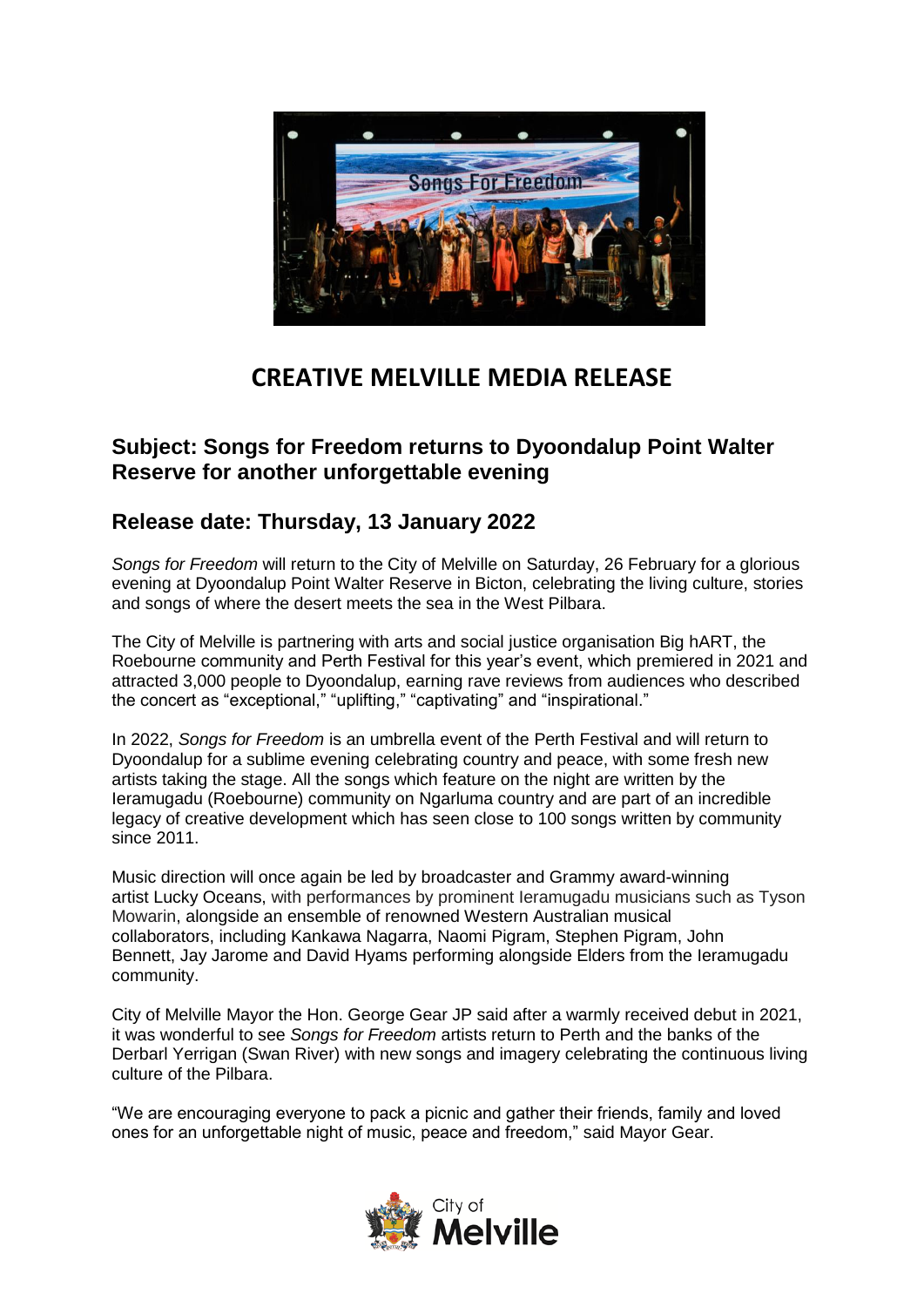# CREATIVE MELVILLE MEDIA RELEASE

## Subject: Songs for Freedom returns to Dyoondalup Point Walter Reserve for another unforgettable evening

## Release date: Thursday, 13 January 2022

*Songs for Freedom* will return to the City of Melville on Saturday, 26 February for a glorious evening at Dyoondalup Point Walter Reserve in Bicton, celebrating the living culture, stories and songs of where the desert meets the sea in the West Pilbara.

The City of Melville is partnering with arts and social justice organisation Big hART, the Roebourne community and Perth Festival for this year's event, which premiered in 2021 and attracted 3,000 people to Dyoondalup, earning rave reviews from audiences who described the concert as "exceptional," "uplifting," "captivating" and "inspirational."

In 2022, *Songs for Freedom* is an umbrella event of the Perth Festival and will return to Dyoondalup for a sublime evening celebrating country and peace, with some fresh new artists taking the stage. All the songs which feature on the night are written by the Ieramugadu (Roebourne) community on Ngarluma country and are part of an incredible legacy of creative development which has seen close to 100 songs written by community since 2011.

Music direction will once again be led by broadcaster and Grammy award-winning artist Lucky Oceans, with performances by prominent Ieramugadu musicians such as Tyson Mowarin, alongside an ensemble of renowned Western Australian musical collaborators, including Kankawa Nagarra, Naomi Pigram, Stephen Pigram, John Bennett, Jay Jarome and David Hyams performing alongside Elders from the Ieramugadu community.

City of Melville Mayor the Hon. George Gear JP said after a warmly received debut in 2021, it was wonderful to see *Songs for Freedom* artists return to Perth and the banks of the Derbarl Yerrigan (Swan River) with new songs and imagery celebrating the continuous living culture of the Pilbara.

"We are encouraging everyone to pack a picnic and gather their friends, family and loved ones for an unforgettable night of music, peace and freedom," said Mayor Gear.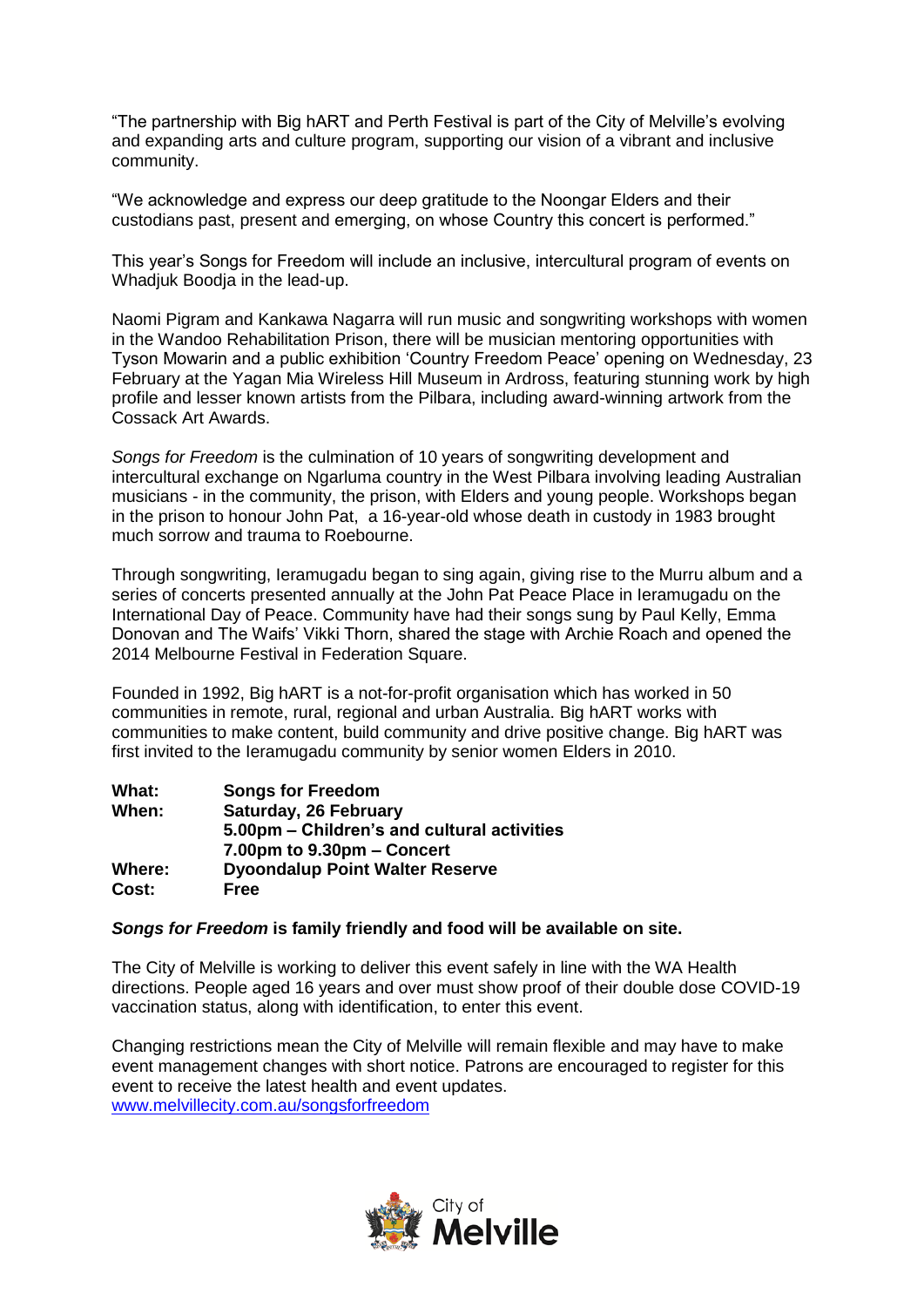"The partnership with Big hART and Perth Festival is part of the City of Melville's evolving and expanding arts and culture program, supporting our vision of a vibrant and inclusive community.

"We acknowledge and express our deep gratitude to the Noongar Elders and their custodians past, present and emerging, on whose Country this concert is performed."

This year's Songs for Freedom will include an inclusive, intercultural program of events on Whadjuk Boodja in the lead-up.

Naomi Pigram and Kankawa Nagarra will run music and songwriting workshops with women in the Wandoo Rehabilitation Prison, there will be musician mentoring opportunities with Tyson Mowarin and a public exhibition 'Country Freedom Peace' opening on Wednesday, 23 February at the Yagan Mia Wireless Hill Museum in Ardross, featuring stunning work by high profile and lesser known artists from the Pilbara, including award-winning artwork from the Cossack Art Awards.

*Songs for Freedom* is the culmination of 10 years of songwriting development and intercultural exchange on Ngarluma country in the West Pilbara involving leading Australian musicians - in the community, the prison, with Elders and young people. Workshops began in the prison to honour John Pat, a 16-year-old whose death in custody in 1983 brought much sorrow and trauma to Roebourne.

Through songwriting, Ieramugadu began to sing again, giving rise to the Murru album and a series of concerts presented annually at the John Pat Peace Place in Ieramugadu on the International Day of Peace. Community have had their songs sung by Paul Kelly, Emma Donovan and The Waifs' Vikki Thorn, shared the stage with Archie Roach and opened the 2014 Melbourne Festival in Federation Square.

Founded in 1992, Big hART is a not-for-profit organisation which has worked in 50 communities in remote, rural, regional and urban Australia. Big hART works with communities to make content, build community and drive positive change. Big hART was first invited to the Ieramugadu community by senior women Elders in 2010.

| | |
|---|---|
| **What:** | **Songs for Freedom** |
| **When:** | **Saturday, 26 February** |
| | **5.00pm – Children's and cultural activities** |
| | **7.00pm to 9.30pm – Concert** |
| **Where:** | **Dyoondalup Point Walter Reserve** |
| **Cost:** | **Free** |

***Songs for Freedom* is family friendly and food will be available on site.**

The City of Melville is working to deliver this event safely in line with the WA Health directions. People aged 16 years and over must show proof of their double dose COVID-19 vaccination status, along with identification, to enter this event.

Changing restrictions mean the City of Melville will remain flexible and may have to make event management changes with short notice. Patrons are encouraged to register for this event to receive the latest health and event updates.
[www.melvillecity.com.au/songsforfreedom](www.melvillecity.com.au/songsforfreedom)

City of Melville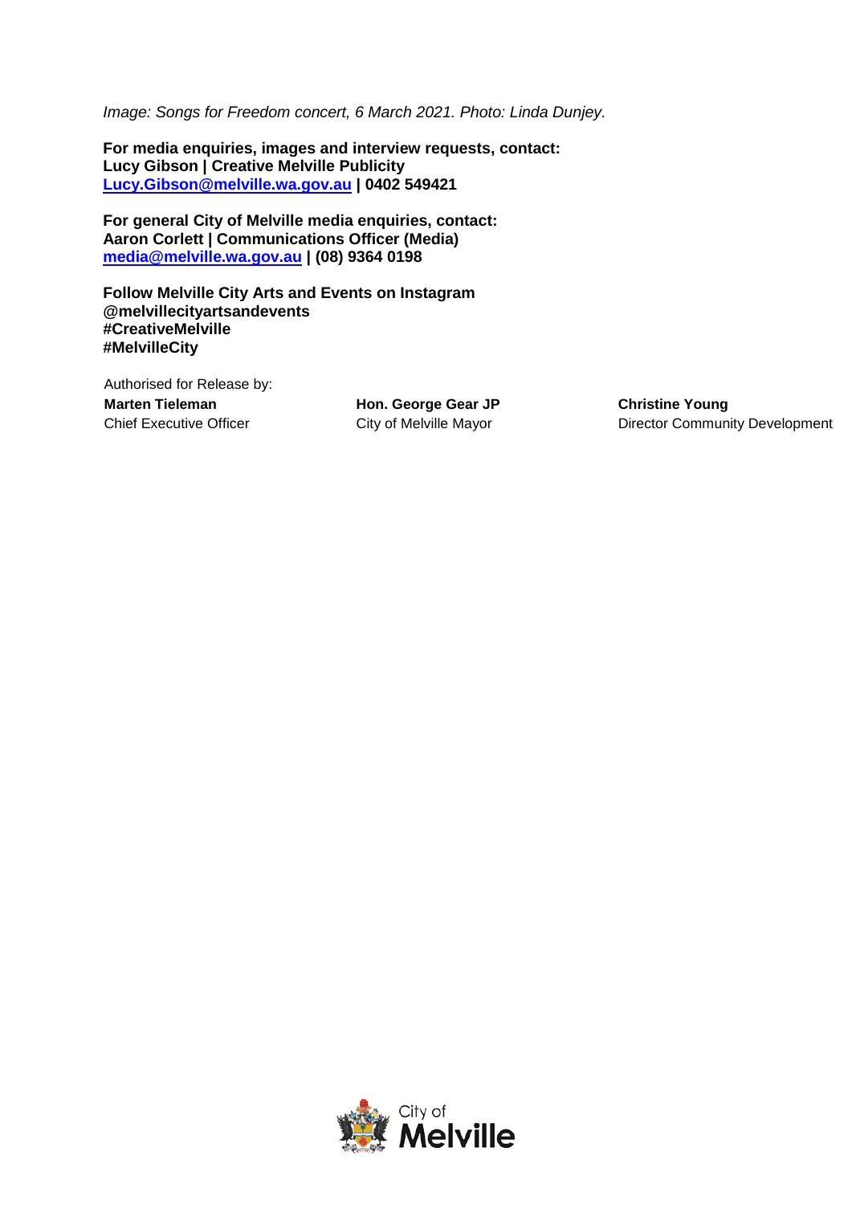*Image: Songs for Freedom concert, 6 March 2021. Photo: Linda Dunjey.*

**For media enquiries, images and interview requests, contact:**
**Lucy Gibson | Creative Melville Publicity**
**Lucy.Gibson@melville.wa.gov.au | 0402 549421**

**For general City of Melville media enquiries, contact:**
**Aaron Corlett | Communications Officer (Media)**
**media@melville.wa.gov.au | (08) 9364 0198**

**Follow Melville City Arts and Events on Instagram**
**@melvillecityartsandevents**
**#CreativeMelville**
**#MelvilleCity**

Authorised for Release by:

| | | |
|---|---|---|
| **Marten Tieleman** | **Hon. George Gear JP** | **Christine Young** |
| Chief Executive Officer | City of Melville Mayor | Director Community Development |